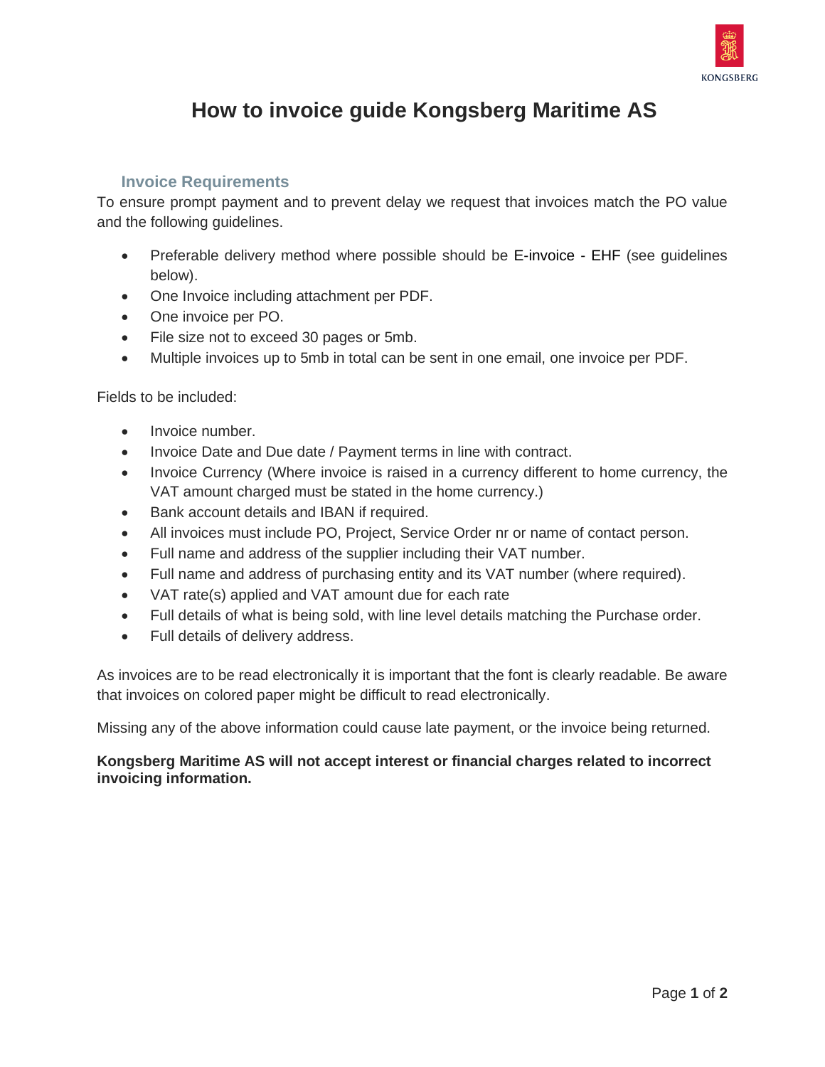# How to invoice guide Kongsberg Maritime AS

## Invoice Requirements

To ensure prompt payment and to prevent delay we request that invoices match the PO value and the following guidelines.

- Preferable delivery method where possible should be E-invoice - EHF (see guidelines below).
- One Invoice including attachment per PDF.
- One invoice per PO.
- File size not to exceed 30 pages or 5mb.
- Multiple invoices up to 5mb in total can be sent in one email, one invoice per PDF.

Fields to be included:

- Invoice number.
- Invoice Date and Due date / Payment terms in line with contract.
- Invoice Currency (Where invoice is raised in a currency different to home currency, the VAT amount charged must be stated in the home currency.)
- Bank account details and IBAN if required.
- All invoices must include PO, Project, Service Order nr or name of contact person.
- Full name and address of the supplier including their VAT number.
- Full name and address of purchasing entity and its VAT number (where required).
- VAT rate(s) applied and VAT amount due for each rate
- Full details of what is being sold, with line level details matching the Purchase order.
- Full details of delivery address.

As invoices are to be read electronically it is important that the font is clearly readable. Be aware that invoices on colored paper might be difficult to read electronically.

Missing any of the above information could cause late payment, or the invoice being returned.

**Kongsberg Maritime AS will not accept interest or financial charges related to incorrect invoicing information.**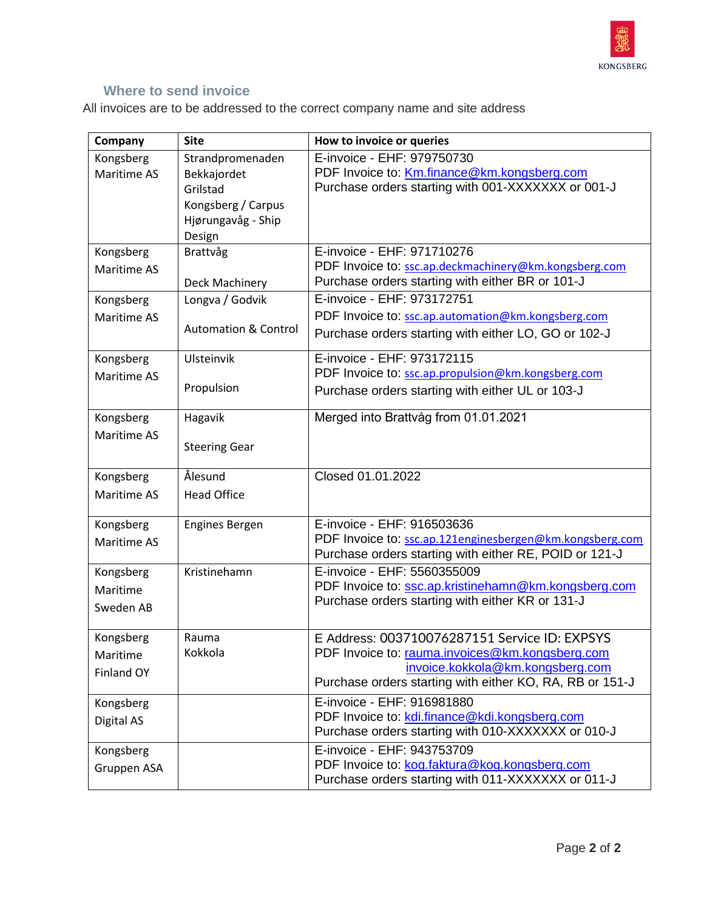## Where to send invoice

All invoices are to be addressed to the correct company name and site address

| Company | Site | How to invoice or queries |
|---|---|---|
| Kongsberg Maritime AS | Strandpromenaden<br>Bekkajordet<br>Grilstad<br>Kongsberg / Carpus<br>Hjørungavåg - Ship Design | E-invoice - EHF: 979750730<br>PDF Invoice to: Km.finance@km.kongsberg.com<br>Purchase orders starting with 001-XXXXXXX or 001-J |
| Kongsberg Maritime AS | Brattvåg<br><br>Deck Machinery | E-invoice - EHF: 971710276<br>PDF Invoice to: ssc.ap.deckmachinery@km.kongsberg.com<br>Purchase orders starting with either BR or 101-J |
| Kongsberg Maritime AS | Longva / Godvik<br><br>Automation & Control | E-invoice - EHF: 973172751<br>PDF Invoice to: ssc.ap.automation@km.kongsberg.com<br>Purchase orders starting with either LO, GO or 102-J |
| Kongsberg Maritime AS | Ulsteinvik<br><br>Propulsion | E-invoice - EHF: 973172115<br>PDF Invoice to: ssc.ap.propulsion@km.kongsberg.com<br>Purchase orders starting with either UL or 103-J |
| Kongsberg Maritime AS | Hagavik<br><br>Steering Gear | Merged into Brattvåg from 01.01.2021 |
| Kongsberg Maritime AS | Ålesund<br>Head Office | Closed 01.01.2022 |
| Kongsberg Maritime AS | Engines Bergen | E-invoice - EHF: 916503636<br>PDF Invoice to: ssc.ap.121enginesbergen@km.kongsberg.com<br>Purchase orders starting with either RE, POID or 121-J |
| Kongsberg Maritime Sweden AB | Kristinehamn | E-invoice - EHF: 5560355009<br>PDF Invoice to: ssc.ap.kristinehamn@km.kongsberg.com<br>Purchase orders starting with either KR or 131-J |
| Kongsberg Maritime Finland OY | Rauma<br>Kokkola | E Address: 003710076287151 Service ID: EXPSYS<br>PDF Invoice to: rauma.invoices@km.kongsberg.com<br>invoice.kokkola@km.kongsberg.com<br>Purchase orders starting with either KO, RA, RB or 151-J |
| Kongsberg Digital AS | | E-invoice - EHF: 916981880<br>PDF Invoice to: kdi.finance@kdi.kongsberg.com<br>Purchase orders starting with 010-XXXXXXX or 010-J |
| Kongsberg Gruppen ASA | | E-invoice - EHF: 943753709<br>PDF Invoice to: kog.faktura@kog.kongsberg.com<br>Purchase orders starting with 011-XXXXXXX or 011-J |